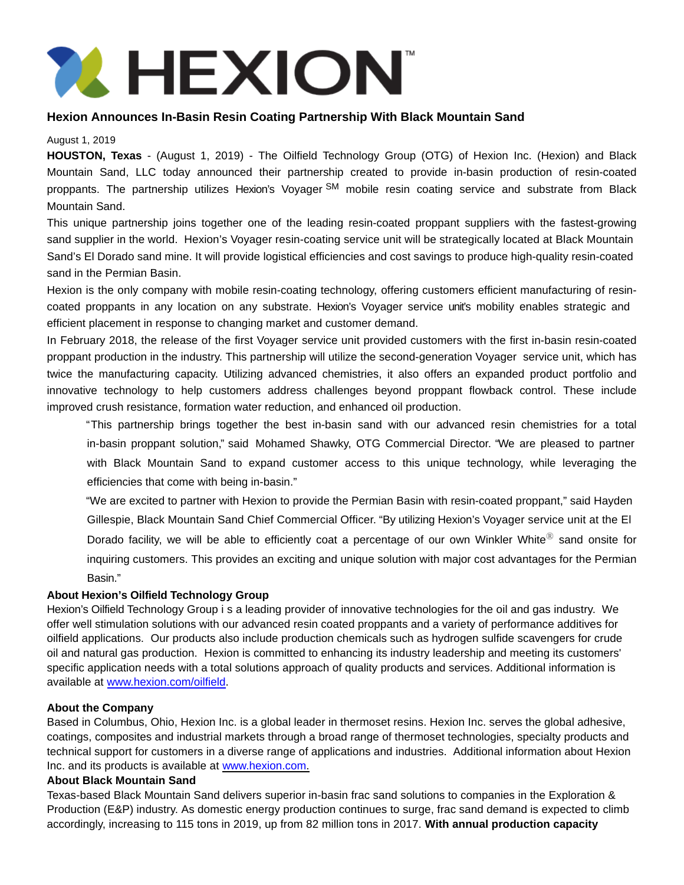# HEXION

## Hexion Announces In-Basin Resin Coating Partnership With Black Mountain Sand

August 1, 2019

**HOUSTON, Texas** - (August 1, 2019) - The Oilfield Technology Group (OTG) of Hexion Inc. (Hexion) and Black Mountain Sand, LLC today announced their partnership created to provide in-basin production of resin-coated proppants. The partnership utilizes Hexion's Voyager SM mobile resin coating service and substrate from Black Mountain Sand.

This unique partnership joins together one of the leading resin-coated proppant suppliers with the fastest-growing sand supplier in the world. Hexion's Voyager resin-coating service unit will be strategically located at Black Mountain Sand's El Dorado sand mine. It will provide logistical efficiencies and cost savings to produce high-quality resin-coated sand in the Permian Basin.

Hexion is the only company with mobile resin-coating technology, offering customers efficient manufacturing of resin-coated proppants in any location on any substrate. Hexion's Voyager service unit's mobility enables strategic and efficient placement in response to changing market and customer demand.

In February 2018, the release of the first Voyager service unit provided customers with the first in-basin resin-coated proppant production in the industry. This partnership will utilize the second-generation Voyager service unit, which has twice the manufacturing capacity. Utilizing advanced chemistries, it also offers an expanded product portfolio and innovative technology to help customers address challenges beyond proppant flowback control. These include improved crush resistance, formation water reduction, and enhanced oil production.

> "This partnership brings together the best in-basin sand with our advanced resin chemistries for a total in-basin proppant solution," said Mohamed Shawky, OTG Commercial Director. "We are pleased to partner with Black Mountain Sand to expand customer access to this unique technology, while leveraging the efficiencies that come with being in-basin."

> "We are excited to partner with Hexion to provide the Permian Basin with resin-coated proppant," said Hayden Gillespie, Black Mountain Sand Chief Commercial Officer. "By utilizing Hexion's Voyager service unit at the El Dorado facility, we will be able to efficiently coat a percentage of our own Winkler White® sand onsite for inquiring customers. This provides an exciting and unique solution with major cost advantages for the Permian Basin."

**About Hexion's Oilfield Technology Group**

Hexion's Oilfield Technology Group i s a leading provider of innovative technologies for the oil and gas industry. We offer well stimulation solutions with our advanced resin coated proppants and a variety of performance additives for oilfield applications. Our products also include production chemicals such as hydrogen sulfide scavengers for crude oil and natural gas production. Hexion is committed to enhancing its industry leadership and meeting its customers' specific application needs with a total solutions approach of quality products and services. Additional information is available at [www.hexion.com/oilfield](www.hexion.com/oilfield).

**About the Company**

Based in Columbus, Ohio, Hexion Inc. is a global leader in thermoset resins. Hexion Inc. serves the global adhesive, coatings, composites and industrial markets through a broad range of thermoset technologies, specialty products and technical support for customers in a diverse range of applications and industries. Additional information about Hexion Inc. and its products is available at [www.hexion.com.](www.hexion.com)

**About Black Mountain Sand**

Texas-based Black Mountain Sand delivers superior in-basin frac sand solutions to companies in the Exploration & Production (E&P) industry. As domestic energy production continues to surge, frac sand demand is expected to climb accordingly, increasing to 115 tons in 2019, up from 82 million tons in 2017. **With annual production capacity**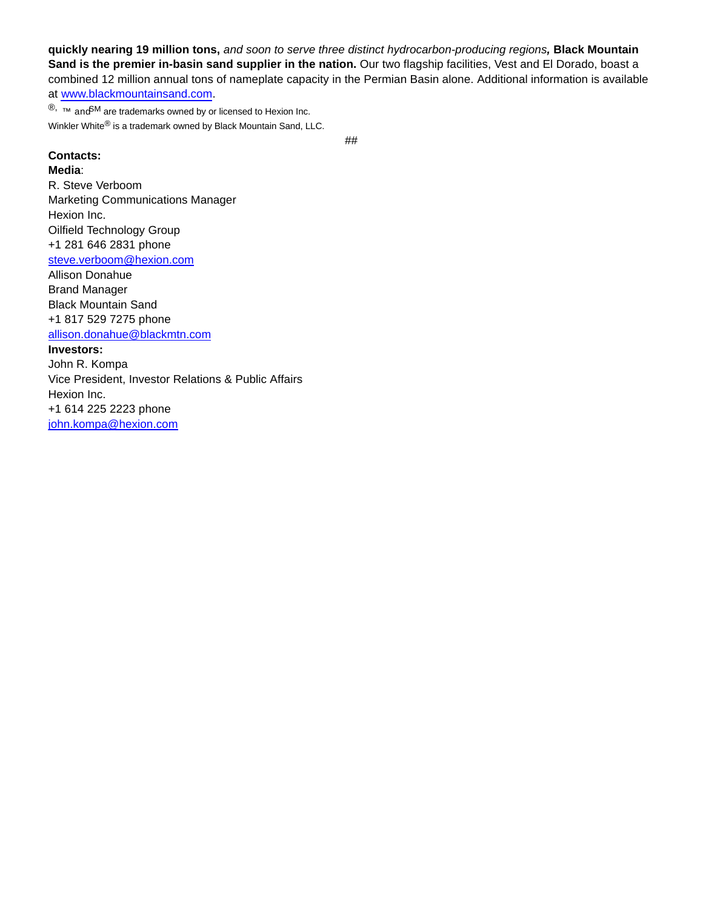**quickly nearing 19 million tons,** *and soon to serve three distinct hydrocarbon-producing regions,* **Black Mountain Sand is the premier in-basin sand supplier in the nation.** Our two flagship facilities, Vest and El Dorado, boast a combined 12 million annual tons of nameplate capacity in the Permian Basin alone. Additional information is available at www.blackmountainsand.com.

®, ™ and SM are trademarks owned by or licensed to Hexion Inc.

Winkler White® is a trademark owned by Black Mountain Sand, LLC.

##

**Contacts:**

**Media**:

R. Steve Verboom
Marketing Communications Manager
Hexion Inc.
Oilfield Technology Group
+1 281 646 2831 phone
steve.verboom@hexion.com

Allison Donahue
Brand Manager
Black Mountain Sand
+1 817 529 7275 phone
allison.donahue@blackmtn.com

**Investors:**

John R. Kompa
Vice President, Investor Relations & Public Affairs
Hexion Inc.
+1 614 225 2223 phone
john.kompa@hexion.com